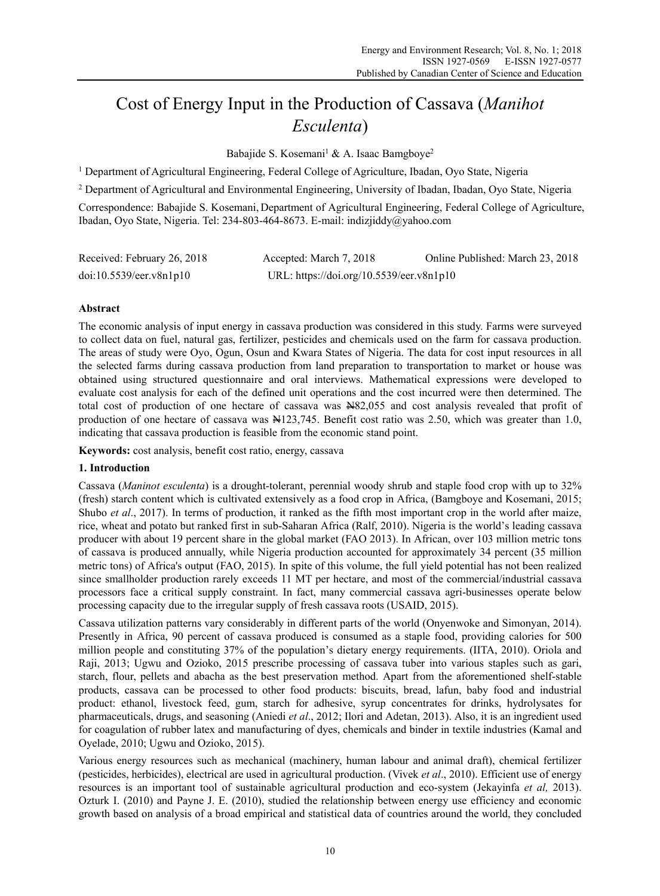# Cost of Energy Input in the Production of Cassava (*Manihot Esculenta*)

Babajide S. Kosemani[1] & A. Isaac Bamgboye[2]

[1] Department of Agricultural Engineering, Federal College of Agriculture, Ibadan, Oyo State, Nigeria

[2] Department of Agricultural and Environmental Engineering, University of Ibadan, Ibadan, Oyo State, Nigeria

Correspondence: Babajide S. Kosemani, Department of Agricultural Engineering, Federal College of Agriculture, Ibadan, Oyo State, Nigeria. Tel: 234-803-464-8673. E-mail: indizjiddy@yahoo.com

Received: February 26, 2018 Accepted: March 7, 2018 Online Published: March 23, 2018

doi:10.5539/eer.v8n1p10 URL: https://doi.org/10.5539/eer.v8n1p10

## Abstract

The economic analysis of input energy in cassava production was considered in this study. Farms were surveyed to collect data on fuel, natural gas, fertilizer, pesticides and chemicals used on the farm for cassava production. The areas of study were Oyo, Ogun, Osun and Kwara States of Nigeria. The data for cost input resources in all the selected farms during cassava production from land preparation to transportation to market or house was obtained using structured questionnaire and oral interviews. Mathematical expressions were developed to evaluate cost analysis for each of the defined unit operations and the cost incurred were then determined. The total cost of production of one hectare of cassava was ₦82,055 and cost analysis revealed that profit of production of one hectare of cassava was ₦123,745. Benefit cost ratio was 2.50, which was greater than 1.0, indicating that cassava production is feasible from the economic stand point.

**Keywords:** cost analysis, benefit cost ratio, energy, cassava

## 1. Introduction

Cassava (*Maninot esculenta*) is a drought-tolerant, perennial woody shrub and staple food crop with up to 32% (fresh) starch content which is cultivated extensively as a food crop in Africa, (Bamgboye and Kosemani, 2015; Shubo *et al*., 2017). In terms of production, it ranked as the fifth most important crop in the world after maize, rice, wheat and potato but ranked first in sub-Saharan Africa (Ralf, 2010). Nigeria is the world's leading cassava producer with about 19 percent share in the global market (FAO 2013). In African, over 103 million metric tons of cassava is produced annually, while Nigeria production accounted for approximately 34 percent (35 million metric tons) of Africa's output (FAO, 2015). In spite of this volume, the full yield potential has not been realized since smallholder production rarely exceeds 11 MT per hectare, and most of the commercial/industrial cassava processors face a critical supply constraint. In fact, many commercial cassava agri-businesses operate below processing capacity due to the irregular supply of fresh cassava roots (USAID, 2015).

Cassava utilization patterns vary considerably in different parts of the world (Onyenwoke and Simonyan, 2014). Presently in Africa, 90 percent of cassava produced is consumed as a staple food, providing calories for 500 million people and constituting 37% of the population's dietary energy requirements. (IITA, 2010). Oriola and Raji, 2013; Ugwu and Ozioko, 2015 prescribe processing of cassava tuber into various staples such as gari, starch, flour, pellets and abacha as the best preservation method. Apart from the aforementioned shelf-stable products, cassava can be processed to other food products: biscuits, bread, lafun, baby food and industrial product: ethanol, livestock feed, gum, starch for adhesive, syrup concentrates for drinks, hydrolysates for pharmaceuticals, drugs, and seasoning (Aniedi *et al*., 2012; Ilori and Adetan, 2013). Also, it is an ingredient used for coagulation of rubber latex and manufacturing of dyes, chemicals and binder in textile industries (Kamal and Oyelade, 2010; Ugwu and Ozioko, 2015).

Various energy resources such as mechanical (machinery, human labour and animal draft), chemical fertilizer (pesticides, herbicides), electrical are used in agricultural production. (Vivek *et al*., 2010). Efficient use of energy resources is an important tool of sustainable agricultural production and eco-system (Jekayinfa *et al,* 2013). Ozturk I. (2010) and Payne J. E. (2010), studied the relationship between energy use efficiency and economic growth based on analysis of a broad empirical and statistical data of countries around the world, they concluded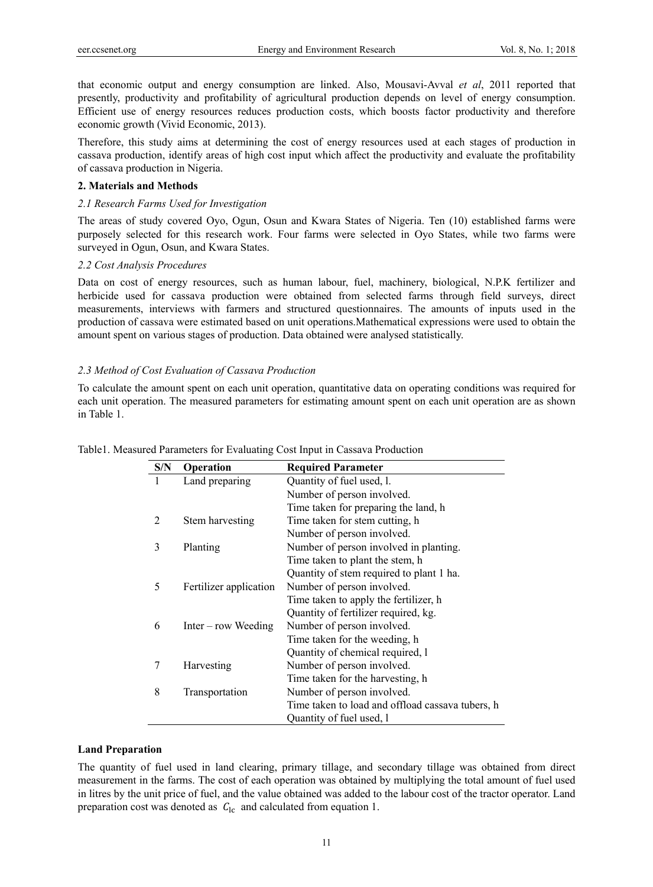that economic output and energy consumption are linked. Also, Mousavi-Avval *et al*, 2011 reported that presently, productivity and profitability of agricultural production depends on level of energy consumption. Efficient use of energy resources reduces production costs, which boosts factor productivity and therefore economic growth (Vivid Economic, 2013).

Therefore, this study aims at determining the cost of energy resources used at each stages of production in cassava production, identify areas of high cost input which affect the productivity and evaluate the profitability of cassava production in Nigeria.

## 2. Materials and Methods

### *2.1 Research Farms Used for Investigation*

The areas of study covered Oyo, Ogun, Osun and Kwara States of Nigeria. Ten (10) established farms were purposely selected for this research work. Four farms were selected in Oyo States, while two farms were surveyed in Ogun, Osun, and Kwara States.

### *2.2 Cost Analysis Procedures*

Data on cost of energy resources, such as human labour, fuel, machinery, biological, N.P.K fertilizer and herbicide used for cassava production were obtained from selected farms through field surveys, direct measurements, interviews with farmers and structured questionnaires. The amounts of inputs used in the production of cassava were estimated based on unit operations.Mathematical expressions were used to obtain the amount spent on various stages of production. Data obtained were analysed statistically.

### *2.3 Method of Cost Evaluation of Cassava Production*

To calculate the amount spent on each unit operation, quantitative data on operating conditions was required for each unit operation. The measured parameters for estimating amount spent on each unit operation are as shown in Table 1.

Table1. Measured Parameters for Evaluating Cost Input in Cassava Production

| S/N | Operation | Required Parameter |
|---|---|---|
| 1 | Land preparing | Quantity of fuel used, l. |
| | | Number of person involved. |
| | | Time taken for preparing the land, h |
| 2 | Stem harvesting | Time taken for stem cutting, h |
| | | Number of person involved. |
| 3 | Planting | Number of person involved in planting. |
| | | Time taken to plant the stem, h |
| | | Quantity of stem required to plant 1 ha. |
| 5 | Fertilizer application | Number of person involved. |
| | | Time taken to apply the fertilizer, h |
| | | Quantity of fertilizer required, kg. |
| 6 | Inter – row Weeding | Number of person involved. |
| | | Time taken for the weeding, h |
| | | Quantity of chemical required, l |
| 7 | Harvesting | Number of person involved. |
| | | Time taken for the harvesting, h |
| 8 | Transportation | Number of person involved. |
| | | Time taken to load and offload cassava tubers, h |
| | | Quantity of fuel used, l |

**Land Preparation**

The quantity of fuel used in land clearing, primary tillage, and secondary tillage was obtained from direct measurement in the farms. The cost of each operation was obtained by multiplying the total amount of fuel used in litres by the unit price of fuel, and the value obtained was added to the labour cost of the tractor operator. Land preparation cost was denoted as $C_{\mathrm{lc}}$ and calculated from equation 1.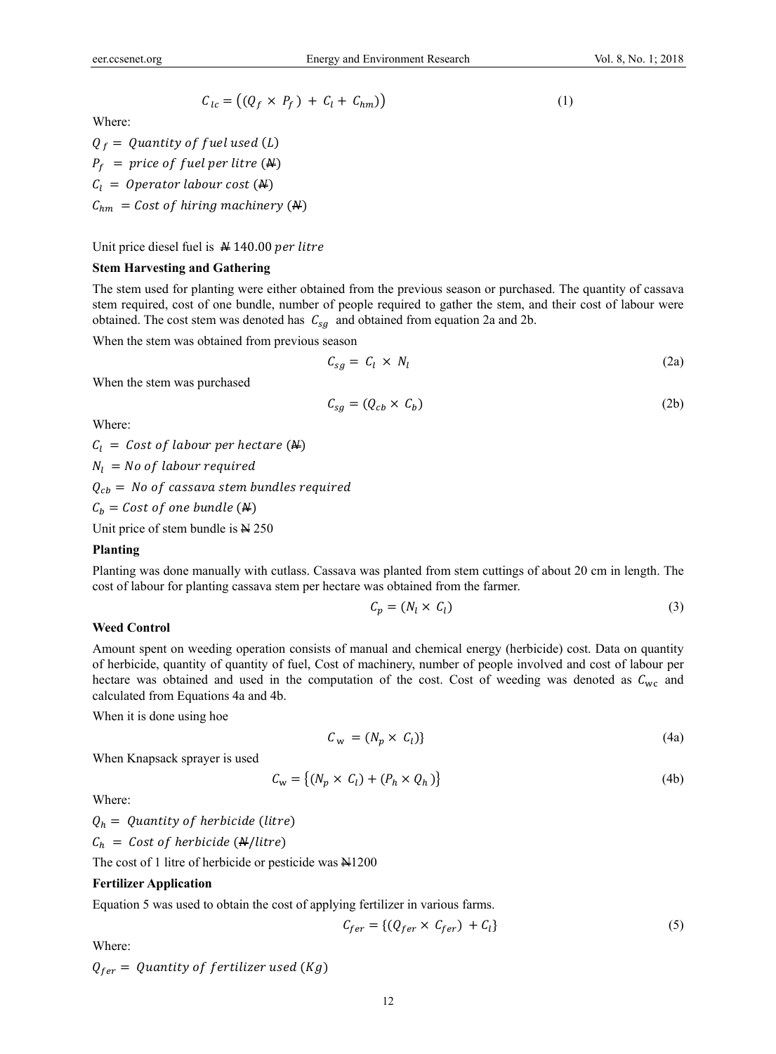$$C_{lc} = \left((Q_f \times P_f) + C_l + C_{hm})\right) \quad (1)$$

Where:

$Q_f = Quantity\ of\ fuel\ used\ (L)$

$P_f = price\ of\ fuel\ per\ litre$ (₦)

$C_l = Operator\ labour\ cost$ (₦)

$C_{hm} = Cost\ of\ hiring\ machinery$ (₦)

Unit price diesel fuel is ₦ $140.00\ per\ litre$

**Stem Harvesting and Gathering**

The stem used for planting were either obtained from the previous season or purchased. The quantity of cassava stem required, cost of one bundle, number of people required to gather the stem, and their cost of labour were obtained. The cost stem was denoted has $C_{sg}$ and obtained from equation 2a and 2b.

When the stem was obtained from previous season

$$C_{sg} = C_l \times N_l \quad (2a)$$

When the stem was purchased

$$C_{sg} = (Q_{cb} \times C_b) \quad (2b)$$

Where:

$C_l = Cost\ of\ labour\ per\ hectare$ (₦)

$N_l = No\ of\ labour\ required$

$Q_{cb} = No\ of\ cassava\ stem\ bundles\ required$

$C_b = Cost\ of\ one\ bundle$ (₦)

Unit price of stem bundle is ₦ 250

**Planting**

Planting was done manually with cutlass. Cassava was planted from stem cuttings of about 20 cm in length. The cost of labour for planting cassava stem per hectare was obtained from the farmer.

$$C_p = (N_l \times C_l) \quad (3)$$

**Weed Control**

Amount spent on weeding operation consists of manual and chemical energy (herbicide) cost. Data on quantity of herbicide, quantity of quantity of fuel, Cost of machinery, number of people involved and cost of labour per hectare was obtained and used in the computation of the cost. Cost of weeding was denoted as $C_{wc}$ and calculated from Equations 4a and 4b.

When it is done using hoe

$$C_w = (N_p \times C_l)\} \quad (4a)$$

When Knapsack sprayer is used

$$C_w = \{(N_p \times C_l) + (P_h \times Q_h)\} \quad (4b)$$

Where:

$Q_h = Quantity\ of\ herbicide\ (litre)$

$C_h = Cost\ of\ herbicide$ (₦$/litre$)

The cost of 1 litre of herbicide or pesticide was ₦1200

**Fertilizer Application**

Equation 5 was used to obtain the cost of applying fertilizer in various farms.

$$C_{fer} = \{(Q_{fer} \times C_{fer}) + C_l\} \quad (5)$$

Where:

$Q_{fer} = Quantity\ of\ fertilizer\ used\ (Kg)$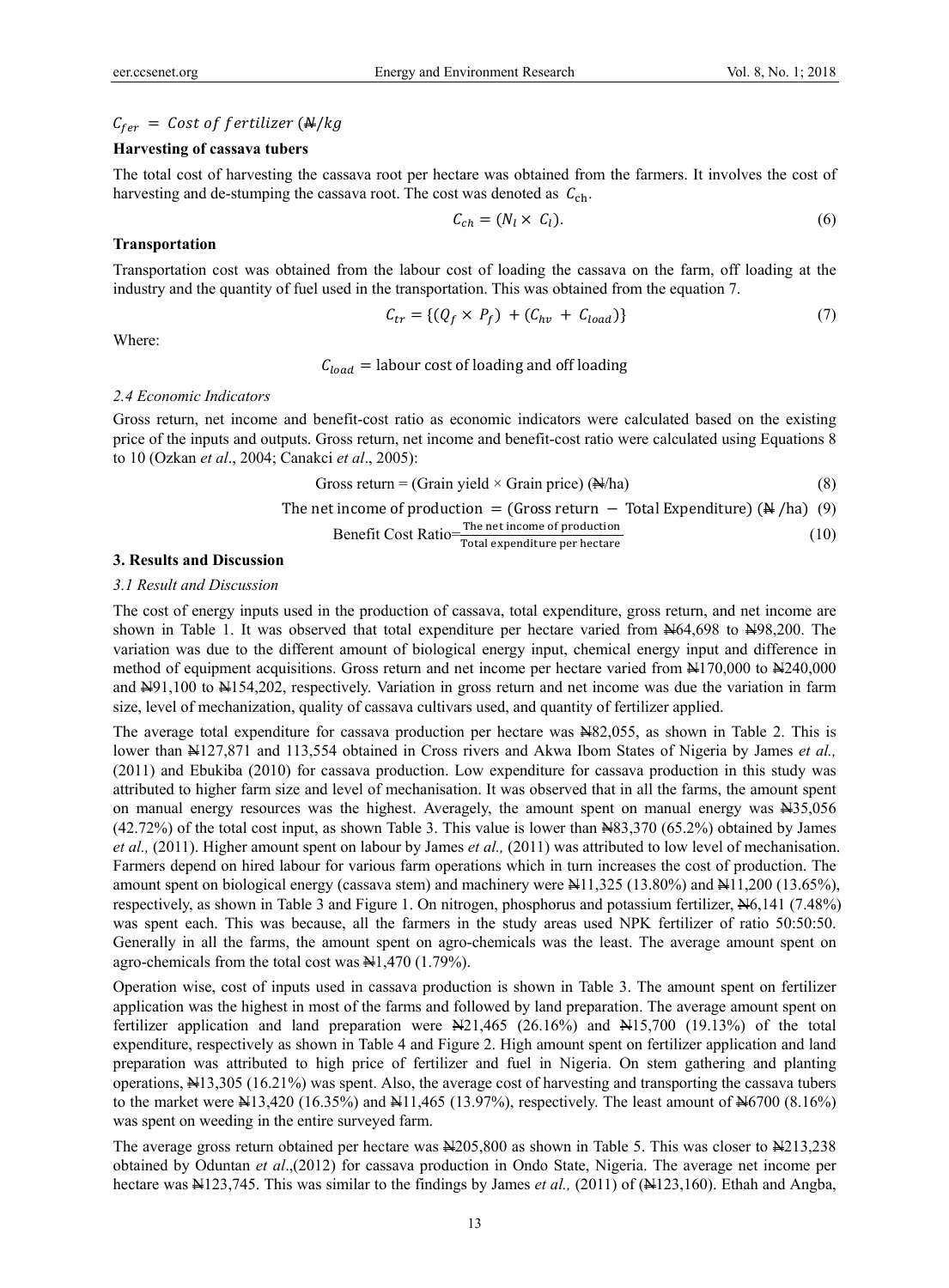$C_{fer}$ = Cost of fertilizer (₦/kg

**Harvesting of cassava tubers**

The total cost of harvesting the cassava root per hectare was obtained from the farmers. It involves the cost of harvesting and de-stumping the cassava root. The cost was denoted as $C_{ch}$.

$$C_{ch} = (N_l \times C_l). \tag{6}$$

**Transportation**

Transportation cost was obtained from the labour cost of loading the cassava on the farm, off loading at the industry and the quantity of fuel used in the transportation. This was obtained from the equation 7.

$$C_{tr} = \{(Q_f \times P_f) + (C_{hv} + C_{load})\} \tag{7}$$

Where:

$C_{load}$ = labour cost of loading and off loading

*2.4 Economic Indicators*

Gross return, net income and benefit-cost ratio as economic indicators were calculated based on the existing price of the inputs and outputs. Gross return, net income and benefit-cost ratio were calculated using Equations 8 to 10 (Ozkan *et al*., 2004; Canakci *et al*., 2005):

$$\text{Gross return} = (\text{Grain yield} \times \text{Grain price}) \ (₦/\text{ha}) \tag{8}$$

$$\text{The net income of production} = (\text{Gross return} - \text{Total Expenditure}) \ (₦/\text{ha}) \tag{9}$$

$$\text{Benefit Cost Ratio} = \frac{\text{The net income of production}}{\text{Total expenditure per hectare}} \tag{10}$$

## 3. Results and Discussion

*3.1 Result and Discussion*

The cost of energy inputs used in the production of cassava, total expenditure, gross return, and net income are shown in Table 1. It was observed that total expenditure per hectare varied from ₦64,698 to ₦98,200. The variation was due to the different amount of biological energy input, chemical energy input and difference in method of equipment acquisitions. Gross return and net income per hectare varied from ₦170,000 to ₦240,000 and ₦91,100 to ₦154,202, respectively. Variation in gross return and net income was due the variation in farm size, level of mechanization, quality of cassava cultivars used, and quantity of fertilizer applied.

The average total expenditure for cassava production per hectare was ₦82,055, as shown in Table 2. This is lower than ₦127,871 and 113,554 obtained in Cross rivers and Akwa Ibom States of Nigeria by James *et al.,* (2011) and Ebukiba (2010) for cassava production. Low expenditure for cassava production in this study was attributed to higher farm size and level of mechanisation. It was observed that in all the farms, the amount spent on manual energy resources was the highest. Averagely, the amount spent on manual energy was ₦35,056 (42.72%) of the total cost input, as shown Table 3. This value is lower than ₦83,370 (65.2%) obtained by James *et al.,* (2011). Higher amount spent on labour by James *et al.,* (2011) was attributed to low level of mechanisation. Farmers depend on hired labour for various farm operations which in turn increases the cost of production. The amount spent on biological energy (cassava stem) and machinery were ₦11,325 (13.80%) and ₦11,200 (13.65%), respectively, as shown in Table 3 and Figure 1. On nitrogen, phosphorus and potassium fertilizer, ₦6,141 (7.48%) was spent each. This was because, all the farmers in the study areas used NPK fertilizer of ratio 50:50:50. Generally in all the farms, the amount spent on agro-chemicals was the least. The average amount spent on agro-chemicals from the total cost was ₦1,470 (1.79%).

Operation wise, cost of inputs used in cassava production is shown in Table 3. The amount spent on fertilizer application was the highest in most of the farms and followed by land preparation. The average amount spent on fertilizer application and land preparation were ₦21,465 (26.16%) and ₦15,700 (19.13%) of the total expenditure, respectively as shown in Table 4 and Figure 2. High amount spent on fertilizer application and land preparation was attributed to high price of fertilizer and fuel in Nigeria. On stem gathering and planting operations, ₦13,305 (16.21%) was spent. Also, the average cost of harvesting and transporting the cassava tubers to the market were ₦13,420 (16.35%) and ₦11,465 (13.97%), respectively. The least amount of ₦6700 (8.16%) was spent on weeding in the entire surveyed farm.

The average gross return obtained per hectare was ₦205,800 as shown in Table 5. This was closer to ₦213,238 obtained by Oduntan *et al*.,(2012) for cassava production in Ondo State, Nigeria. The average net income per hectare was ₦123,745. This was similar to the findings by James *et al.,* (2011) of (₦123,160). Ethah and Angba,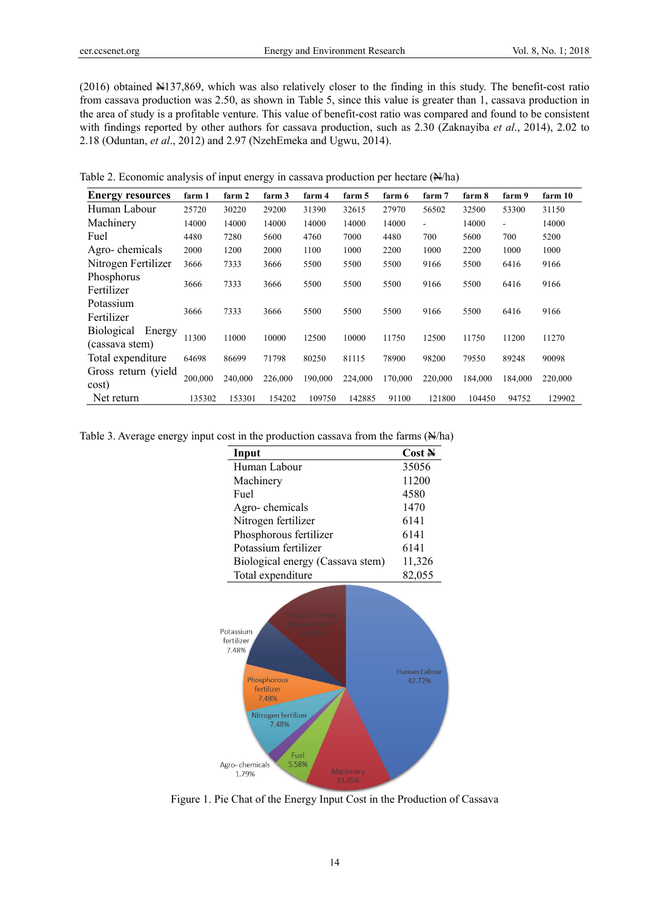(2016) obtained ₦137,869, which was also relatively closer to the finding in this study. The benefit-cost ratio from cassava production was 2.50, as shown in Table 5, since this value is greater than 1, cassava production in the area of study is a profitable venture. This value of benefit-cost ratio was compared and found to be consistent with findings reported by other authors for cassava production, such as 2.30 (Zaknayiba *et al*., 2014), 2.02 to 2.18 (Oduntan, *et al*., 2012) and 2.97 (NzehEmeka and Ugwu, 2014).

Table 2. Economic analysis of input energy in cassava production per hectare (₦/ha)

| Energy resources | farm 1 | farm 2 | farm 3 | farm 4 | farm 5 | farm 6 | farm 7 | farm 8 | farm 9 | farm 10 |
|---|---|---|---|---|---|---|---|---|---|---|
| Human Labour | 25720 | 30220 | 29200 | 31390 | 32615 | 27970 | 56502 | 32500 | 53300 | 31150 |
| Machinery | 14000 | 14000 | 14000 | 14000 | 14000 | 14000 | - | 14000 | - | 14000 |
| Fuel | 4480 | 7280 | 5600 | 4760 | 7000 | 4480 | 700 | 5600 | 700 | 5200 |
| Agro- chemicals | 2000 | 1200 | 2000 | 1100 | 1000 | 2200 | 1000 | 2200 | 1000 | 1000 |
| Nitrogen Fertilizer | 3666 | 7333 | 3666 | 5500 | 5500 | 5500 | 9166 | 5500 | 6416 | 9166 |
| Phosphorus Fertilizer | 3666 | 7333 | 3666 | 5500 | 5500 | 5500 | 9166 | 5500 | 6416 | 9166 |
| Potassium Fertilizer | 3666 | 7333 | 3666 | 5500 | 5500 | 5500 | 9166 | 5500 | 6416 | 9166 |
| Biological Energy (cassava stem) | 11300 | 11000 | 10000 | 12500 | 10000 | 11750 | 12500 | 11750 | 11200 | 11270 |
| Total expenditure | 64698 | 86699 | 71798 | 80250 | 81115 | 78900 | 98200 | 79550 | 89248 | 90098 |
| Gross return (yield cost) | 200,000 | 240,000 | 226,000 | 190,000 | 224,000 | 170,000 | 220,000 | 184,000 | 184,000 | 220,000 |
| Net return | 135302 | 153301 | 154202 | 109750 | 142885 | 91100 | 121800 | 104450 | 94752 | 129902 |

Table 3. Average energy input cost in the production cassava from the farms (₦/ha)

| Input | Cost ₦ |
|---|---|
| Human Labour | 35056 |
| Machinery | 11200 |
| Fuel | 4580 |
| Agro- chemicals | 1470 |
| Nitrogen fertilizer | 6141 |
| Phosphorous fertilizer | 6141 |
| Potassium fertilizer | 6141 |
| Biological energy (Cassava stem) | 11,326 |
| Total expenditure | 82,055 |

Figure 1. Pie Chat of the Energy Input Cost in the Production of Cassava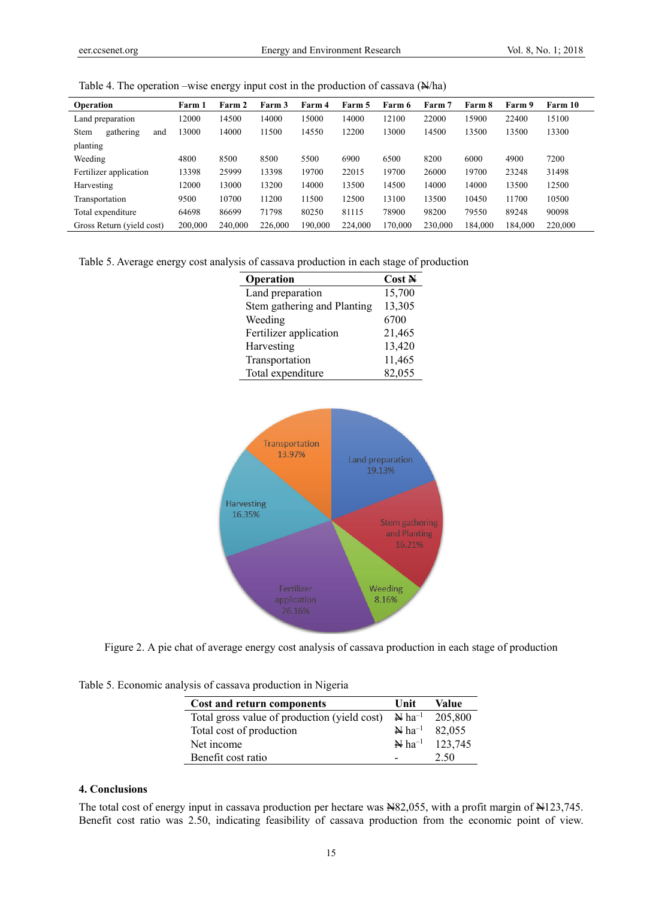Table 4. The operation –wise energy input cost in the production of cassava (₦/ha)

| Operation | Farm 1 | Farm 2 | Farm 3 | Farm 4 | Farm 5 | Farm 6 | Farm 7 | Farm 8 | Farm 9 | Farm 10 |
|---|---|---|---|---|---|---|---|---|---|---|
| Land preparation | 12000 | 14500 | 14000 | 15000 | 14000 | 12100 | 22000 | 15900 | 22400 | 15100 |
| Stem gathering and planting | 13000 | 14000 | 11500 | 14550 | 12200 | 13000 | 14500 | 13500 | 13500 | 13300 |
| Weeding | 4800 | 8500 | 8500 | 5500 | 6900 | 6500 | 8200 | 6000 | 4900 | 7200 |
| Fertilizer application | 13398 | 25999 | 13398 | 19700 | 22015 | 19700 | 26000 | 19700 | 23248 | 31498 |
| Harvesting | 12000 | 13000 | 13200 | 14000 | 13500 | 14500 | 14000 | 14000 | 13500 | 12500 |
| Transportation | 9500 | 10700 | 11200 | 11500 | 12500 | 13100 | 13500 | 10450 | 11700 | 10500 |
| Total expenditure | 64698 | 86699 | 71798 | 80250 | 81115 | 78900 | 98200 | 79550 | 89248 | 90098 |
| Gross Return (yield cost) | 200,000 | 240,000 | 226,000 | 190,000 | 224,000 | 170,000 | 230,000 | 184,000 | 184,000 | 220,000 |

Table 5. Average energy cost analysis of cassava production in each stage of production

| Operation | Cost ₦ |
|---|---|
| Land preparation | 15,700 |
| Stem gathering and Planting | 13,305 |
| Weeding | 6700 |
| Fertilizer application | 21,465 |
| Harvesting | 13,420 |
| Transportation | 11,465 |
| Total expenditure | 82,055 |

Figure 2. A pie chat of average energy cost analysis of cassava production in each stage of production

Table 5. Economic analysis of cassava production in Nigeria

| Cost and return components | Unit | Value |
|---|---|---|
| Total gross value of production (yield cost) | ₦ $ha^{-1}$ | 205,800 |
| Total cost of production | ₦ $ha^{-1}$ | 82,055 |
| Net income | ₦ $ha^{-1}$ | 123,745 |
| Benefit cost ratio | - | 2.50 |

## 4. Conclusions

The total cost of energy input in cassava production per hectare was ₦82,055, with a profit margin of ₦123,745. Benefit cost ratio was 2.50, indicating feasibility of cassava production from the economic point of view.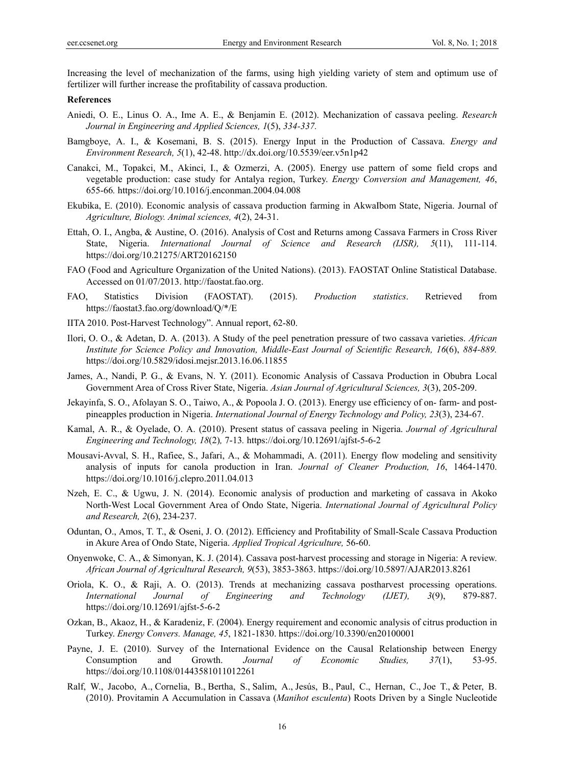Increasing the level of mechanization of the farms, using high yielding variety of stem and optimum use of fertilizer will further increase the profitability of cassava production.

**References**

Aniedi, O. E., Linus O. A., Ime A. E., & Benjamin E. (2012). Mechanization of cassava peeling. *Research Journal in Engineering and Applied Sciences, 1*(5), *334-337.*

Bamgboye, A. I., & Kosemani, B. S. (2015). Energy Input in the Production of Cassava. *Energy and Environment Research, 5*(1), 42-48. http://dx.doi.org/10.5539/eer.v5n1p42

Canakci, M., Topakci, M., Akinci, I., & Ozmerzi, A. (2005). Energy use pattern of some field crops and vegetable production: case study for Antalya region, Turkey. *Energy Conversion and Management, 46*, 655-66*.* https://doi.org/10.1016/j.enconman.2004.04.008

Ekubika, E. (2010). Economic analysis of cassava production farming in AkwaIbom State, Nigeria. Journal of *Agriculture, Biology. Animal sciences, 4*(2), 24-31.

Ettah, O. I., Angba, & Austine, O. (2016). Analysis of Cost and Returns among Cassava Farmers in Cross River State, Nigeria. *International Journal of Science and Research (IJSR), 5*(11), 111-114. https://doi.org/10.21275/ART20162150

FAO (Food and Agriculture Organization of the United Nations). (2013). FAOSTAT Online Statistical Database. Accessed on 01/07/2013. http://faostat.fao.org.

FAO, Statistics Division (FAOSTAT). (2015). *Production statistics*. Retrieved from https://faostat3.fao.org/download/Q/*/E

IITA 2010. Post-Harvest Technology". Annual report, 62-80.

Ilori, O. O., & Adetan, D. A. (2013). A Study of the peel penetration pressure of two cassava varieties. *African Institute for Science Policy and Innovation, Middle-East Journal of Scientific Research, 16*(6), *884-889.* https://doi.org/10.5829/idosi.mejsr.2013.16.06.11855

James, A., Nandi, P. G., & Evans, N. Y. (2011). Economic Analysis of Cassava Production in Obubra Local Government Area of Cross River State, Nigeria. *Asian Journal of Agricultural Sciences, 3*(3), 205-209.

Jekayinfa, S. O., Afolayan S. O., Taiwo, A., & Popoola J. O. (2013). Energy use efficiency of on- farm- and post-pineapples production in Nigeria. *International Journal of Energy Technology and Policy, 23*(3), 234-67.

Kamal, A. R., & Oyelade, O. A. (2010). Present status of cassava peeling in Nigeria. *Journal of Agricultural Engineering and Technology, 18*(2)*,* 7-13*.* https://doi.org/10.12691/ajfst-5-6-2

Mousavi-Avval, S. H., Rafiee, S., Jafari, A., & Mohammadi, A. (2011). Energy flow modeling and sensitivity analysis of inputs for canola production in Iran. *Journal of Cleaner Production, 16*, 1464-1470. https://doi.org/10.1016/j.clepro.2011.04.013

Nzeh, E. C., & Ugwu, J. N. (2014). Economic analysis of production and marketing of cassava in Akoko North-West Local Government Area of Ondo State, Nigeria. *International Journal of Agricultural Policy and Research, 2*(6), 234-237.

Oduntan, O., Amos, T. T., & Oseni, J. O. (2012). Efficiency and Profitability of Small-Scale Cassava Production in Akure Area of Ondo State, Nigeria. *Applied Tropical Agriculture,* 56-60.

Onyenwoke, C. A., & Simonyan, K. J. (2014). Cassava post-harvest processing and storage in Nigeria: A review. *African Journal of Agricultural Research, 9*(53), 3853-3863. https://doi.org/10.5897/AJAR2013.8261

Oriola, K. O., & Raji, A. O. (2013). Trends at mechanizing cassava postharvest processing operations. *International Journal of Engineering and Technology (IJET), 3*(9), 879-887. https://doi.org/10.12691/ajfst-5-6-2

Ozkan, B., Akaoz, H., & Karadeniz, F. (2004). Energy requirement and economic analysis of citrus production in Turkey. *Energy Convers. Manage, 45*, 1821-1830. https://doi.org/10.3390/en20100001

Payne, J. E. (2010). Survey of the International Evidence on the Causal Relationship between Energy Consumption and Growth. *Journal of Economic Studies, 37*(1), 53-95. https://doi.org/10.1108/01443581011012261

Ralf, W., Jacobo, A., Cornelia, B., Bertha, S., Salim, A., Jesús, B., Paul, C., Hernan, C., Joe T., & Peter, B. (2010). Provitamin A Accumulation in Cassava (*Manihot esculenta*) Roots Driven by a Single Nucleotide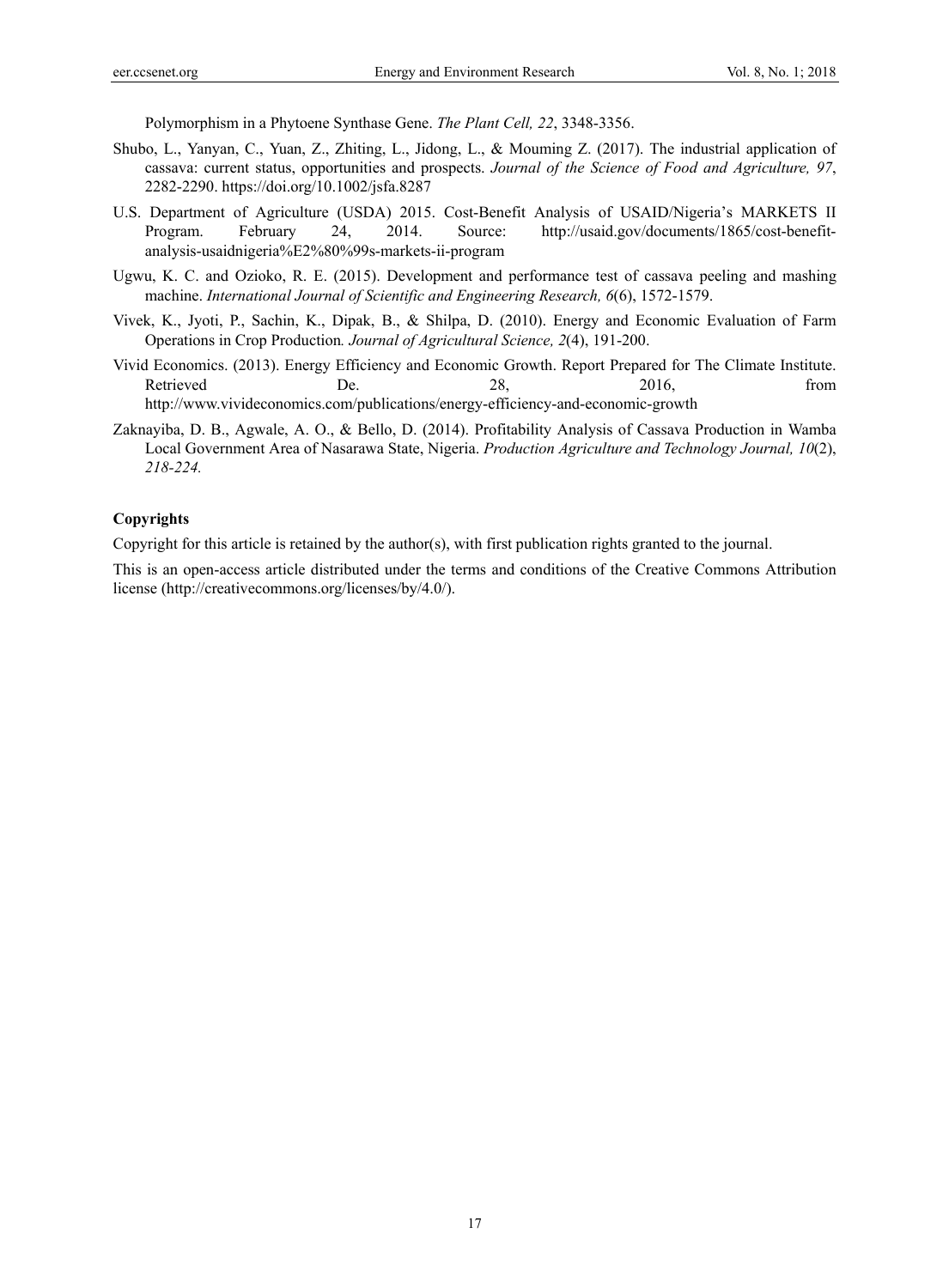Polymorphism in a Phytoene Synthase Gene. *The Plant Cell, 22*, 3348-3356.

Shubo, L., Yanyan, C., Yuan, Z., Zhiting, L., Jidong, L., & Mouming Z. (2017). The industrial application of cassava: current status, opportunities and prospects. *Journal of the Science of Food and Agriculture, 97*, 2282-2290. https://doi.org/10.1002/jsfa.8287

U.S. Department of Agriculture (USDA) 2015. Cost-Benefit Analysis of USAID/Nigeria's MARKETS II Program. February 24, 2014. Source: http://usaid.gov/documents/1865/cost-benefit-analysis-usaidnigeria%E2%80%99s-markets-ii-program

Ugwu, K. C. and Ozioko, R. E. (2015). Development and performance test of cassava peeling and mashing machine. *International Journal of Scientific and Engineering Research, 6*(6), 1572-1579.

Vivek, K., Jyoti, P., Sachin, K., Dipak, B., & Shilpa, D. (2010). Energy and Economic Evaluation of Farm Operations in Crop Production*. Journal of Agricultural Science, 2*(4), 191-200.

Vivid Economics. (2013). Energy Efficiency and Economic Growth. Report Prepared for The Climate Institute. Retrieved De. 28, 2016, from http://www.vivideconomics.com/publications/energy-efficiency-and-economic-growth

Zaknayiba, D. B., Agwale, A. O., & Bello, D. (2014). Profitability Analysis of Cassava Production in Wamba Local Government Area of Nasarawa State, Nigeria. *Production Agriculture and Technology Journal, 10*(2), *218-224.*

**Copyrights**

Copyright for this article is retained by the author(s), with first publication rights granted to the journal.

This is an open-access article distributed under the terms and conditions of the Creative Commons Attribution license (http://creativecommons.org/licenses/by/4.0/).